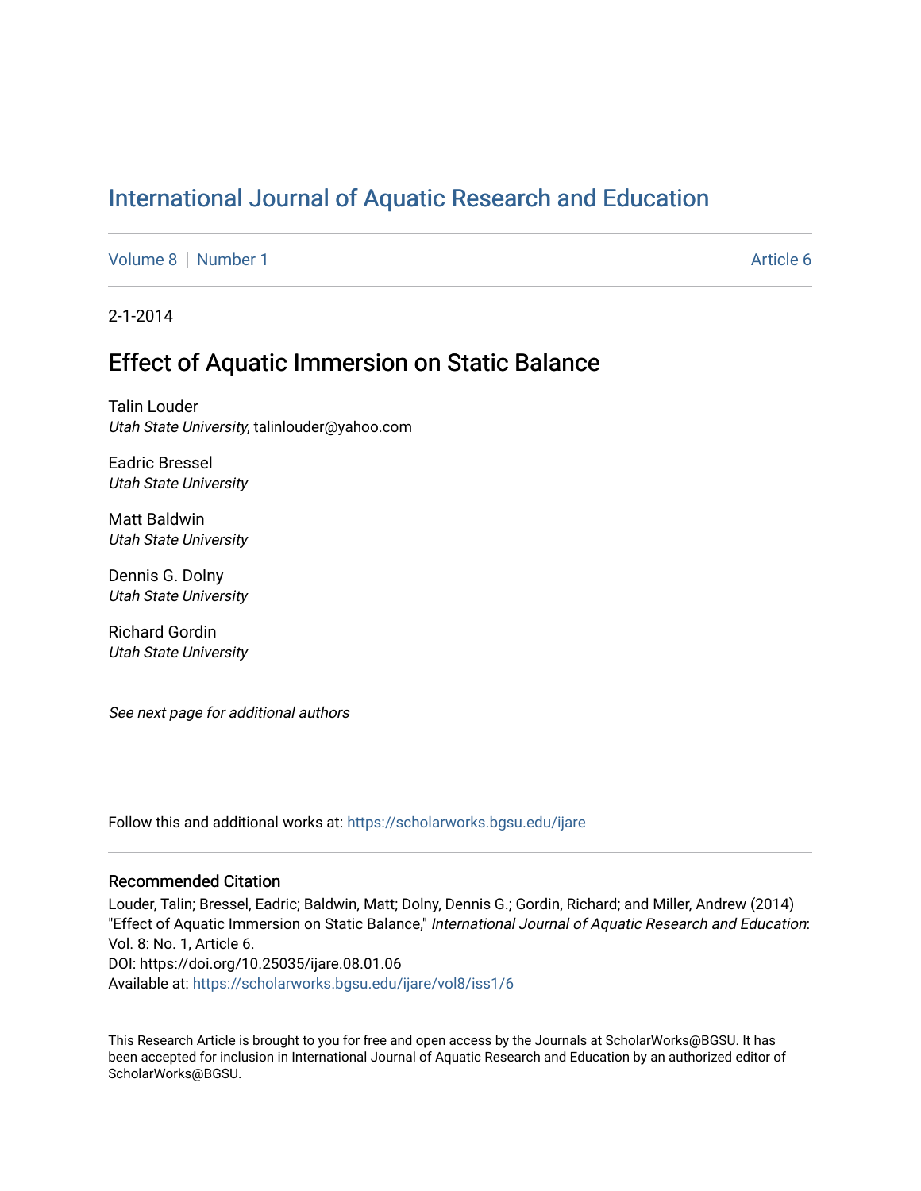# International Journal of Aquatic Research and Education

Volume 8 | Number 1 | Article 6

2-1-2014

## Effect of Aquatic Immersion on Static Balance

Talin Louder
*Utah State University*, talinlouder@yahoo.com

Eadric Bressel
*Utah State University*

Matt Baldwin
*Utah State University*

Dennis G. Dolny
*Utah State University*

Richard Gordin
*Utah State University*

*See next page for additional authors*

Follow this and additional works at: https://scholarworks.bgsu.edu/ijare

### Recommended Citation

Louder, Talin; Bressel, Eadric; Baldwin, Matt; Dolny, Dennis G.; Gordin, Richard; and Miller, Andrew (2014) "Effect of Aquatic Immersion on Static Balance," *International Journal of Aquatic Research and Education*: Vol. 8: No. 1, Article 6.
DOI: https://doi.org/10.25035/ijare.08.01.06
Available at: https://scholarworks.bgsu.edu/ijare/vol8/iss1/6

This Research Article is brought to you for free and open access by the Journals at ScholarWorks@BGSU. It has been accepted for inclusion in International Journal of Aquatic Research and Education by an authorized editor of ScholarWorks@BGSU.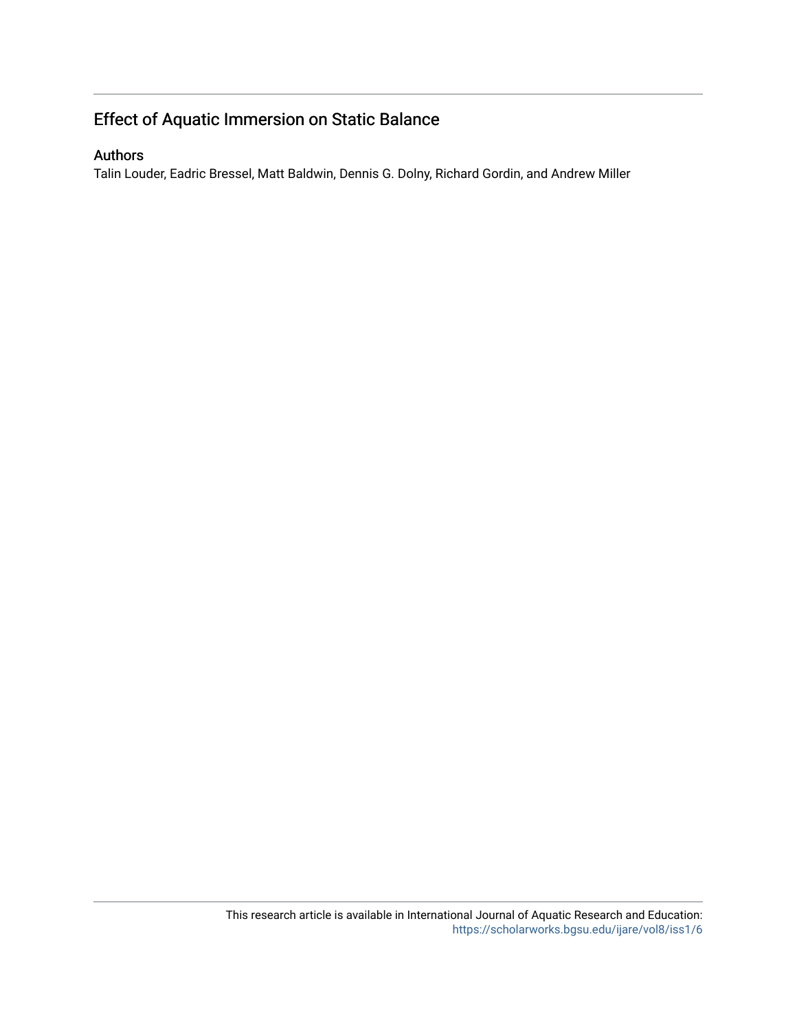## Effect of Aquatic Immersion on Static Balance

### Authors

Talin Louder, Eadric Bressel, Matt Baldwin, Dennis G. Dolny, Richard Gordin, and Andrew Miller

This research article is available in International Journal of Aquatic Research and Education: https://scholarworks.bgsu.edu/ijare/vol8/iss1/6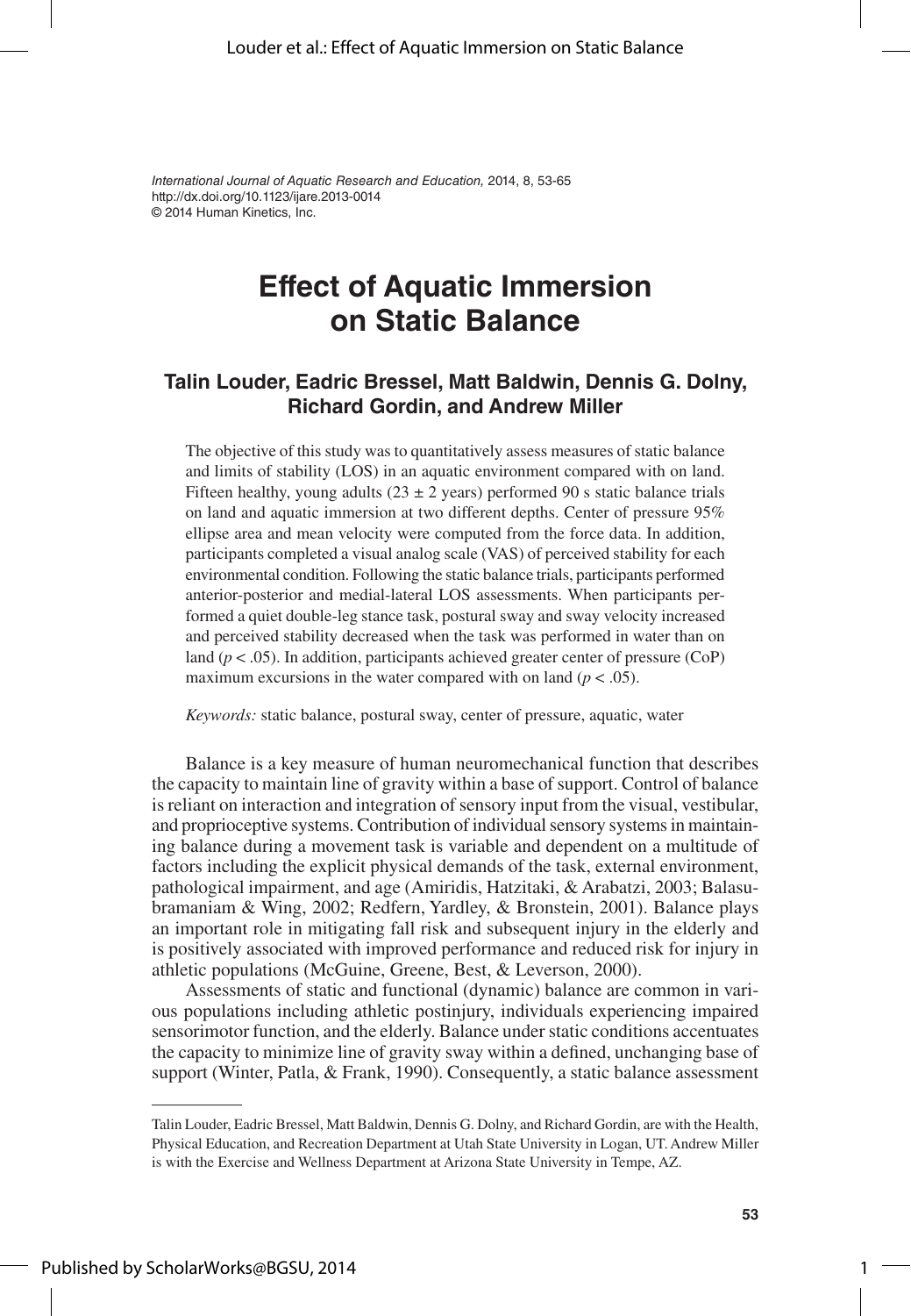*International Journal of Aquatic Research and Education,* 2014, 8, 53-65
http://dx.doi.org/10.1123/ijare.2013-0014
© 2014 Human Kinetics, Inc.

# Effect of Aquatic Immersion on Static Balance

### Talin Louder, Eadric Bressel, Matt Baldwin, Dennis G. Dolny, Richard Gordin, and Andrew Miller

The objective of this study was to quantitatively assess measures of static balance and limits of stability (LOS) in an aquatic environment compared with on land. Fifteen healthy, young adults (23 ± 2 years) performed 90 s static balance trials on land and aquatic immersion at two different depths. Center of pressure 95% ellipse area and mean velocity were computed from the force data. In addition, participants completed a visual analog scale (VAS) of perceived stability for each environmental condition. Following the static balance trials, participants performed anterior-posterior and medial-lateral LOS assessments. When participants performed a quiet double-leg stance task, postural sway and sway velocity increased and perceived stability decreased when the task was performed in water than on land ($p < .05$). In addition, participants achieved greater center of pressure (CoP) maximum excursions in the water compared with on land ($p < .05$).

*Keywords:* static balance, postural sway, center of pressure, aquatic, water

Balance is a key measure of human neuromechanical function that describes the capacity to maintain line of gravity within a base of support. Control of balance is reliant on interaction and integration of sensory input from the visual, vestibular, and proprioceptive systems. Contribution of individual sensory systems in maintaining balance during a movement task is variable and dependent on a multitude of factors including the explicit physical demands of the task, external environment, pathological impairment, and age (Amiridis, Hatzitaki, & Arabatzi, 2003; Balasubramaniam & Wing, 2002; Redfern, Yardley, & Bronstein, 2001). Balance plays an important role in mitigating fall risk and subsequent injury in the elderly and is positively associated with improved performance and reduced risk for injury in athletic populations (McGuine, Greene, Best, & Leverson, 2000).

Assessments of static and functional (dynamic) balance are common in various populations including athletic postinjury, individuals experiencing impaired sensorimotor function, and the elderly. Balance under static conditions accentuates the capacity to minimize line of gravity sway within a defined, unchanging base of support (Winter, Patla, & Frank, 1990). Consequently, a static balance assessment

Talin Louder, Eadric Bressel, Matt Baldwin, Dennis G. Dolny, and Richard Gordin, are with the Health, Physical Education, and Recreation Department at Utah State University in Logan, UT. Andrew Miller is with the Exercise and Wellness Department at Arizona State University in Tempe, AZ.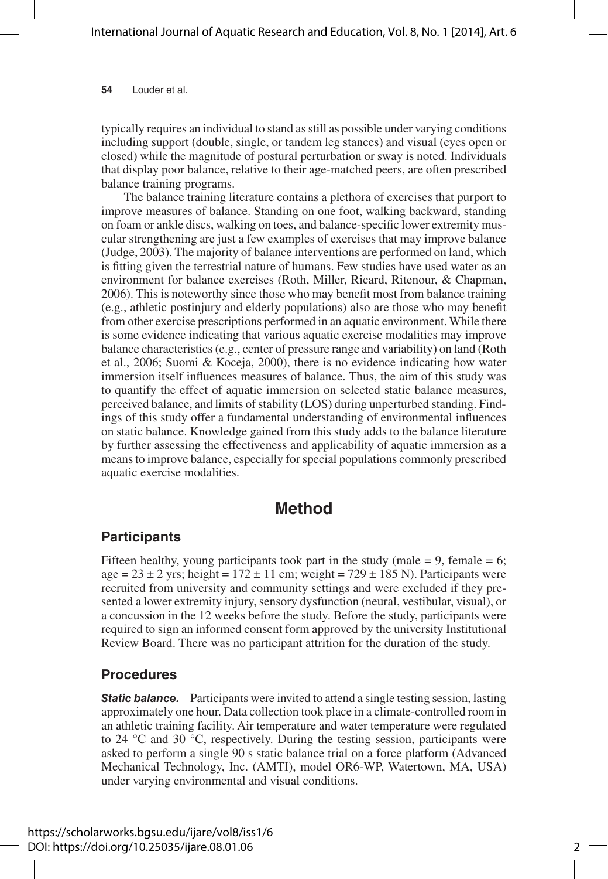typically requires an individual to stand as still as possible under varying conditions including support (double, single, or tandem leg stances) and visual (eyes open or closed) while the magnitude of postural perturbation or sway is noted. Individuals that display poor balance, relative to their age-matched peers, are often prescribed balance training programs.

The balance training literature contains a plethora of exercises that purport to improve measures of balance. Standing on one foot, walking backward, standing on foam or ankle discs, walking on toes, and balance-specific lower extremity muscular strengthening are just a few examples of exercises that may improve balance (Judge, 2003). The majority of balance interventions are performed on land, which is fitting given the terrestrial nature of humans. Few studies have used water as an environment for balance exercises (Roth, Miller, Ricard, Ritenour, & Chapman, 2006). This is noteworthy since those who may benefit most from balance training (e.g., athletic postinjury and elderly populations) also are those who may benefit from other exercise prescriptions performed in an aquatic environment. While there is some evidence indicating that various aquatic exercise modalities may improve balance characteristics (e.g., center of pressure range and variability) on land (Roth et al., 2006; Suomi & Koceja, 2000), there is no evidence indicating how water immersion itself influences measures of balance. Thus, the aim of this study was to quantify the effect of aquatic immersion on selected static balance measures, perceived balance, and limits of stability (LOS) during unperturbed standing. Findings of this study offer a fundamental understanding of environmental influences on static balance. Knowledge gained from this study adds to the balance literature by further assessing the effectiveness and applicability of aquatic immersion as a means to improve balance, especially for special populations commonly prescribed aquatic exercise modalities.

# Method

## Participants

Fifteen healthy, young participants took part in the study (male = 9, female = 6; age = 23 ± 2 yrs; height = 172 ± 11 cm; weight = 729 ± 185 N). Participants were recruited from university and community settings and were excluded if they presented a lower extremity injury, sensory dysfunction (neural, vestibular, visual), or a concussion in the 12 weeks before the study. Before the study, participants were required to sign an informed consent form approved by the university Institutional Review Board. There was no participant attrition for the duration of the study.

## Procedures

***Static balance.*** Participants were invited to attend a single testing session, lasting approximately one hour. Data collection took place in a climate-controlled room in an athletic training facility. Air temperature and water temperature were regulated to 24 °C and 30 °C, respectively. During the testing session, participants were asked to perform a single 90 s static balance trial on a force platform (Advanced Mechanical Technology, Inc. (AMTI), model OR6-WP, Watertown, MA, USA) under varying environmental and visual conditions.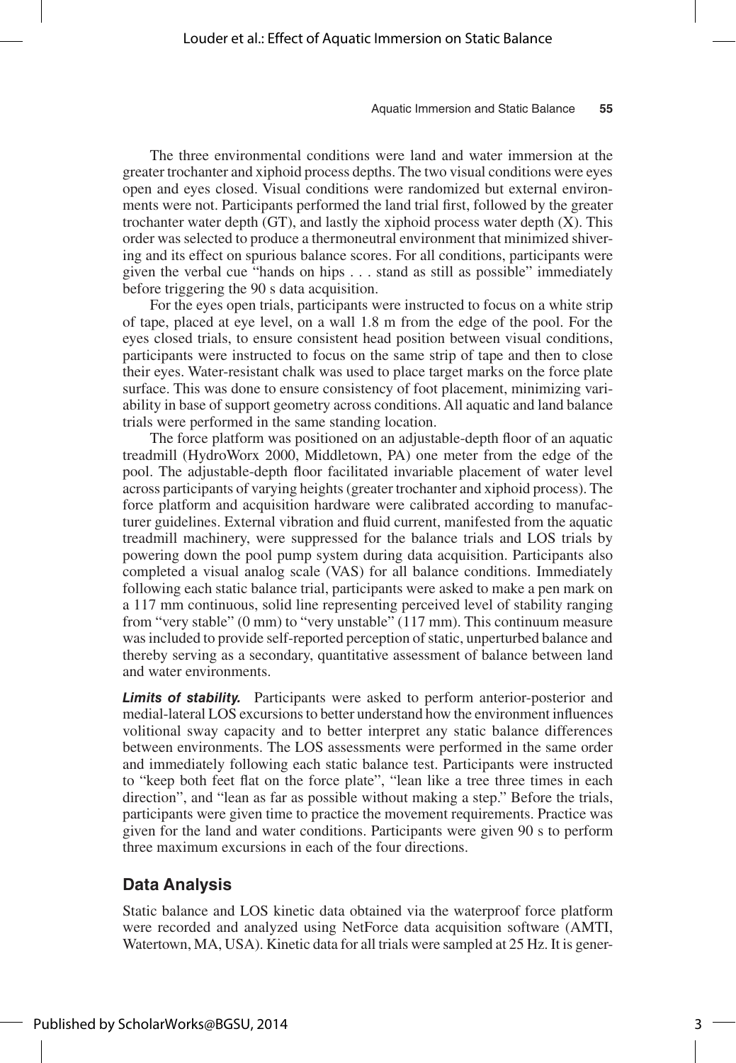The three environmental conditions were land and water immersion at the greater trochanter and xiphoid process depths. The two visual conditions were eyes open and eyes closed. Visual conditions were randomized but external environments were not. Participants performed the land trial first, followed by the greater trochanter water depth (GT), and lastly the xiphoid process water depth (X). This order was selected to produce a thermoneutral environment that minimized shivering and its effect on spurious balance scores. For all conditions, participants were given the verbal cue "hands on hips . . . stand as still as possible" immediately before triggering the 90 s data acquisition.

For the eyes open trials, participants were instructed to focus on a white strip of tape, placed at eye level, on a wall 1.8 m from the edge of the pool. For the eyes closed trials, to ensure consistent head position between visual conditions, participants were instructed to focus on the same strip of tape and then to close their eyes. Water-resistant chalk was used to place target marks on the force plate surface. This was done to ensure consistency of foot placement, minimizing variability in base of support geometry across conditions. All aquatic and land balance trials were performed in the same standing location.

The force platform was positioned on an adjustable-depth floor of an aquatic treadmill (HydroWorx 2000, Middletown, PA) one meter from the edge of the pool. The adjustable-depth floor facilitated invariable placement of water level across participants of varying heights (greater trochanter and xiphoid process). The force platform and acquisition hardware were calibrated according to manufacturer guidelines. External vibration and fluid current, manifested from the aquatic treadmill machinery, were suppressed for the balance trials and LOS trials by powering down the pool pump system during data acquisition. Participants also completed a visual analog scale (VAS) for all balance conditions. Immediately following each static balance trial, participants were asked to make a pen mark on a 117 mm continuous, solid line representing perceived level of stability ranging from "very stable" (0 mm) to "very unstable" (117 mm). This continuum measure was included to provide self-reported perception of static, unperturbed balance and thereby serving as a secondary, quantitative assessment of balance between land and water environments.

***Limits of stability.*** Participants were asked to perform anterior-posterior and medial-lateral LOS excursions to better understand how the environment influences volitional sway capacity and to better interpret any static balance differences between environments. The LOS assessments were performed in the same order and immediately following each static balance test. Participants were instructed to "keep both feet flat on the force plate", "lean like a tree three times in each direction", and "lean as far as possible without making a step." Before the trials, participants were given time to practice the movement requirements. Practice was given for the land and water conditions. Participants were given 90 s to perform three maximum excursions in each of the four directions.

## Data Analysis

Static balance and LOS kinetic data obtained via the waterproof force platform were recorded and analyzed using NetForce data acquisition software (AMTI, Watertown, MA, USA). Kinetic data for all trials were sampled at 25 Hz. It is gener-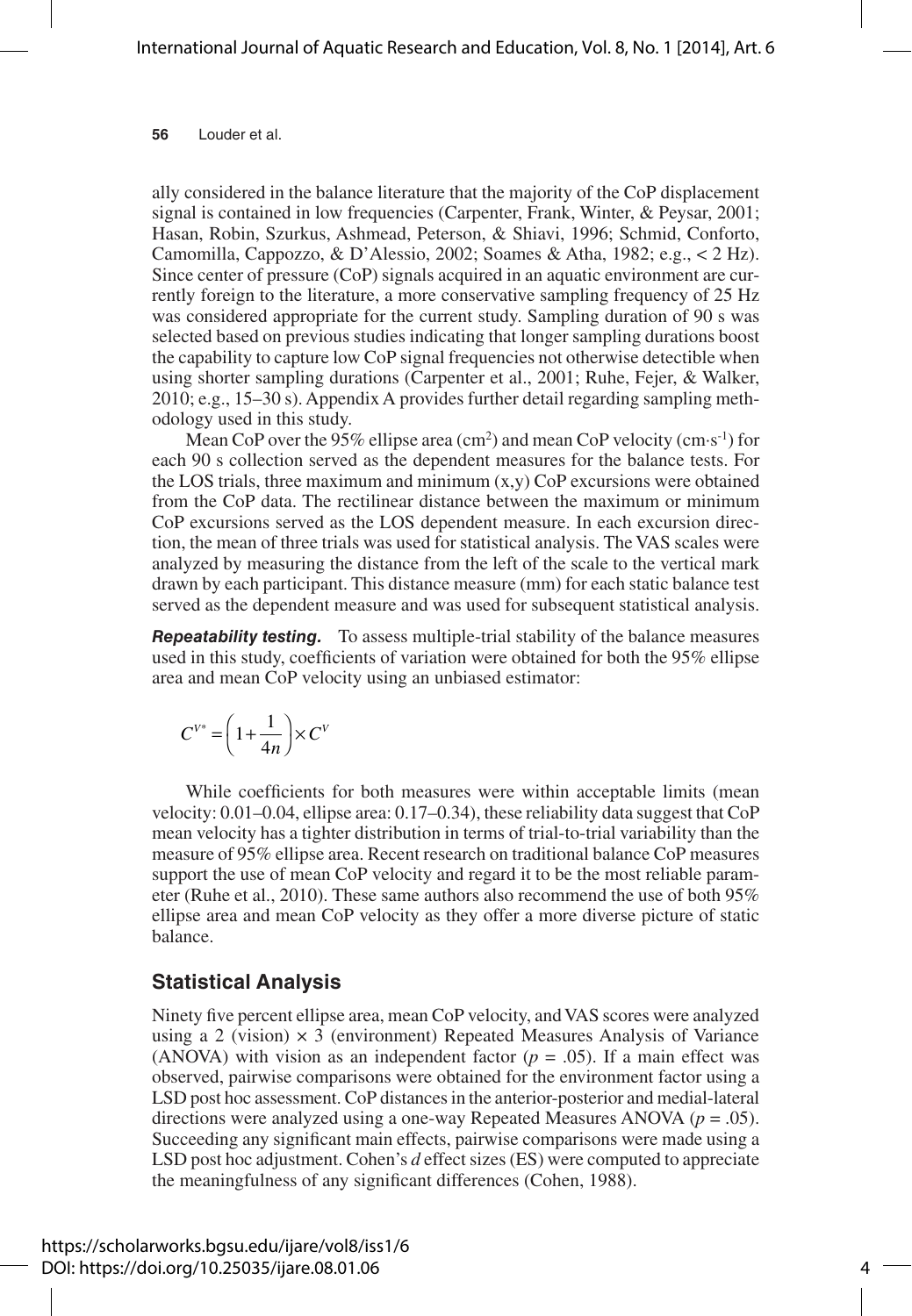ally considered in the balance literature that the majority of the CoP displacement signal is contained in low frequencies (Carpenter, Frank, Winter, & Peysar, 2001; Hasan, Robin, Szurkus, Ashmead, Peterson, & Shiavi, 1996; Schmid, Conforto, Camomilla, Cappozzo, & D'Alessio, 2002; Soames & Atha, 1982; e.g., < 2 Hz). Since center of pressure (CoP) signals acquired in an aquatic environment are currently foreign to the literature, a more conservative sampling frequency of 25 Hz was considered appropriate for the current study. Sampling duration of 90 s was selected based on previous studies indicating that longer sampling durations boost the capability to capture low CoP signal frequencies not otherwise detectible when using shorter sampling durations (Carpenter et al., 2001; Ruhe, Fejer, & Walker, 2010; e.g., 15–30 s). Appendix A provides further detail regarding sampling methodology used in this study.

Mean CoP over the 95% ellipse area ($cm^2$) and mean CoP velocity ($cm \cdot s^{-1}$) for each 90 s collection served as the dependent measures for the balance tests. For the LOS trials, three maximum and minimum (x,y) CoP excursions were obtained from the CoP data. The rectilinear distance between the maximum or minimum CoP excursions served as the LOS dependent measure. In each excursion direction, the mean of three trials was used for statistical analysis. The VAS scales were analyzed by measuring the distance from the left of the scale to the vertical mark drawn by each participant. This distance measure (mm) for each static balance test served as the dependent measure and was used for subsequent statistical analysis.

***Repeatability testing.*** To assess multiple-trial stability of the balance measures used in this study, coefficients of variation were obtained for both the 95% ellipse area and mean CoP velocity using an unbiased estimator:

$$C^{V^*} = \left(1 + \frac{1}{4n}\right) \times C^{V}$$

While coefficients for both measures were within acceptable limits (mean velocity: 0.01–0.04, ellipse area: 0.17–0.34), these reliability data suggest that CoP mean velocity has a tighter distribution in terms of trial-to-trial variability than the measure of 95% ellipse area. Recent research on traditional balance CoP measures support the use of mean CoP velocity and regard it to be the most reliable parameter (Ruhe et al., 2010). These same authors also recommend the use of both 95% ellipse area and mean CoP velocity as they offer a more diverse picture of static balance.

## Statistical Analysis

Ninety five percent ellipse area, mean CoP velocity, and VAS scores were analyzed using a 2 (vision) × 3 (environment) Repeated Measures Analysis of Variance (ANOVA) with vision as an independent factor ($p = .05$). If a main effect was observed, pairwise comparisons were obtained for the environment factor using a LSD post hoc assessment. CoP distances in the anterior-posterior and medial-lateral directions were analyzed using a one-way Repeated Measures ANOVA ($p = .05$). Succeeding any significant main effects, pairwise comparisons were made using a LSD post hoc adjustment. Cohen's $d$ effect sizes (ES) were computed to appreciate the meaningfulness of any significant differences (Cohen, 1988).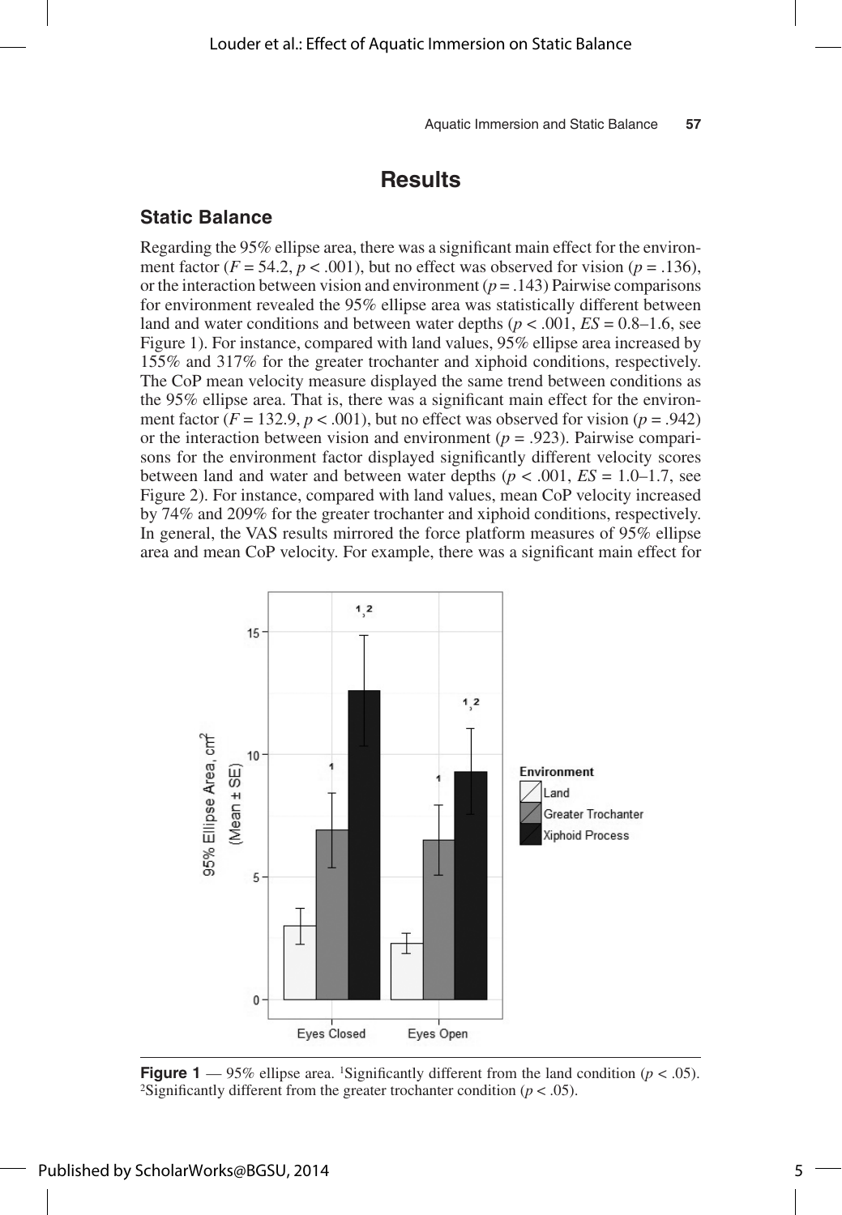## Results

### Static Balance

Regarding the 95% ellipse area, there was a significant main effect for the environment factor ($F = 54.2$, $p < .001$), but no effect was observed for vision ($p = .136$), or the interaction between vision and environment ($p = .143$) Pairwise comparisons for environment revealed the 95% ellipse area was statistically different between land and water conditions and between water depths ($p < .001$, $ES = 0.8–1.6$, see Figure 1). For instance, compared with land values, 95% ellipse area increased by 155% and 317% for the greater trochanter and xiphoid conditions, respectively. The CoP mean velocity measure displayed the same trend between conditions as the 95% ellipse area. That is, there was a significant main effect for the environment factor ($F = 132.9$, $p < .001$), but no effect was observed for vision ($p = .942$) or the interaction between vision and environment ($p = .923$). Pairwise comparisons for the environment factor displayed significantly different velocity scores between land and water and between water depths ($p < .001$, $ES = 1.0–1.7$, see Figure 2). For instance, compared with land values, mean CoP velocity increased by 74% and 209% for the greater trochanter and xiphoid conditions, respectively. In general, the VAS results mirrored the force platform measures of 95% ellipse area and mean CoP velocity. For example, there was a significant main effect for

**Figure 1** — 95% ellipse area. [1]Significantly different from the land condition ($p < .05$). [2]Significantly different from the greater trochanter condition ($p < .05$).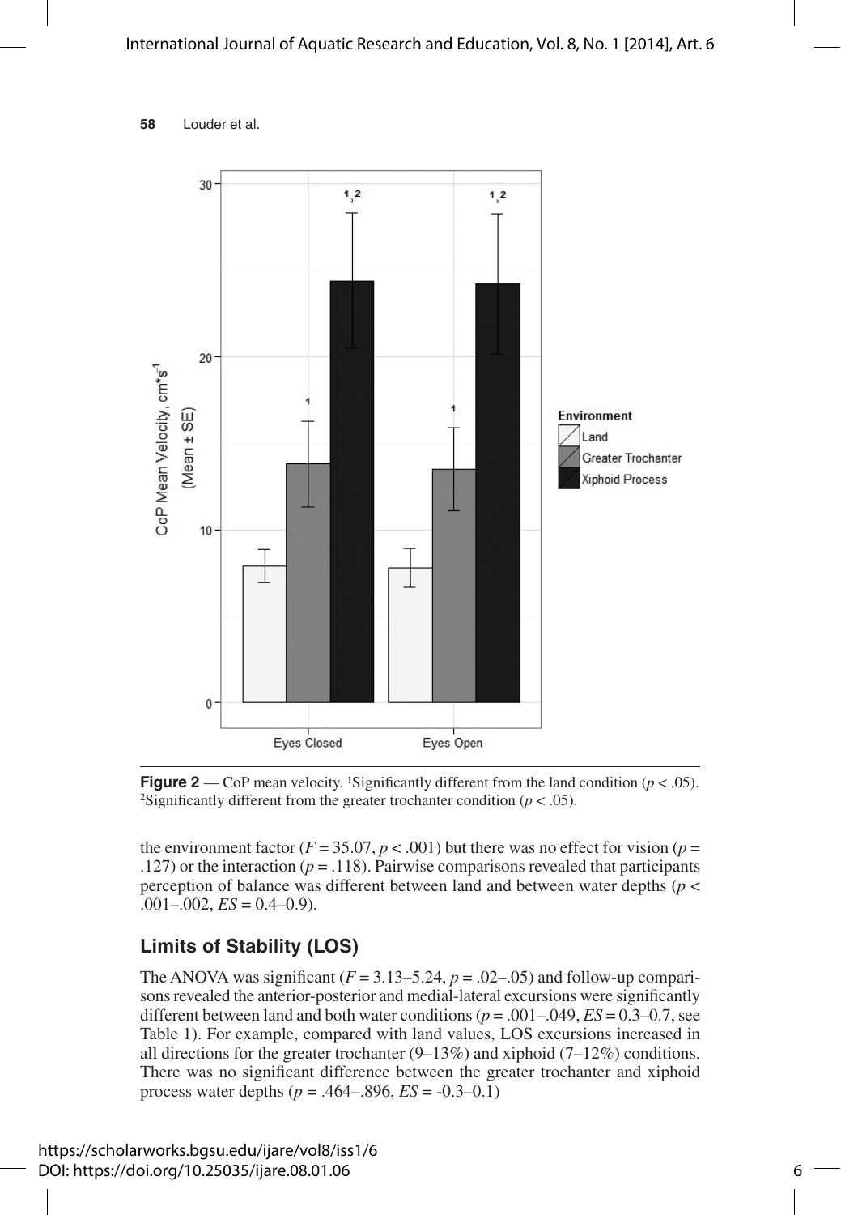**Figure 2** — CoP mean velocity. [1]Significantly different from the land condition ($p < .05$). [2]Significantly different from the greater trochanter condition ($p < .05$).

the environment factor ($F = 35.07$, $p < .001$) but there was no effect for vision ($p = .127$) or the interaction ($p = .118$). Pairwise comparisons revealed that participants perception of balance was different between land and between water depths ($p < .001$–$.002$, $ES = 0.4$–$0.9$).

## Limits of Stability (LOS)

The ANOVA was significant ($F = 3.13$–$5.24$, $p = .02$–$.05$) and follow-up comparisons revealed the anterior-posterior and medial-lateral excursions were significantly different between land and both water conditions ($p = .001$–$.049$, $ES = 0.3$–$0.7$, see Table 1). For example, compared with land values, LOS excursions increased in all directions for the greater trochanter (9–13%) and xiphoid (7–12%) conditions. There was no significant difference between the greater trochanter and xiphoid process water depths ($p = .464$–$.896$, $ES = -0.3$–$0.1$)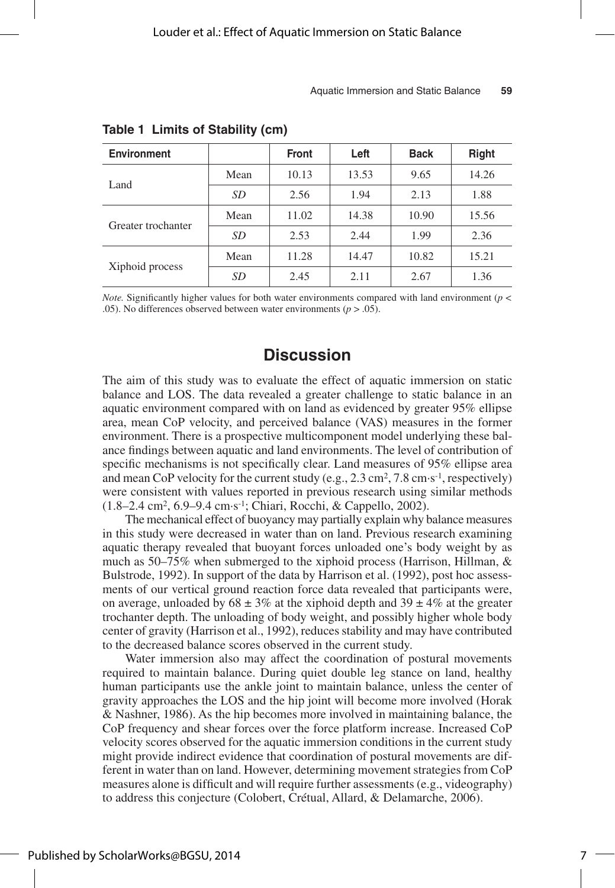**Table 1 Limits of Stability (cm)**

| Environment | | Front | Left | Back | Right |
|---|---|---|---|---|---|
| Land | Mean | 10.13 | 13.53 | 9.65 | 14.26 |
| | *SD* | 2.56 | 1.94 | 2.13 | 1.88 |
| Greater trochanter | Mean | 11.02 | 14.38 | 10.90 | 15.56 |
| | *SD* | 2.53 | 2.44 | 1.99 | 2.36 |
| Xiphoid process | Mean | 11.28 | 14.47 | 10.82 | 15.21 |
| | *SD* | 2.45 | 2.11 | 2.67 | 1.36 |

*Note.* Significantly higher values for both water environments compared with land environment ($p < .05$). No differences observed between water environments ($p > .05$).

## Discussion

The aim of this study was to evaluate the effect of aquatic immersion on static balance and LOS. The data revealed a greater challenge to static balance in an aquatic environment compared with on land as evidenced by greater 95% ellipse area, mean CoP velocity, and perceived balance (VAS) measures in the former environment. There is a prospective multicomponent model underlying these balance findings between aquatic and land environments. The level of contribution of specific mechanisms is not specifically clear. Land measures of 95% ellipse area and mean CoP velocity for the current study (e.g., 2.3 $cm^2$, 7.8 $cm \cdot s^{-1}$, respectively) were consistent with values reported in previous research using similar methods (1.8–2.4 $cm^2$, 6.9–9.4 $cm \cdot s^{-1}$; Chiari, Rocchi, & Cappello, 2002).

The mechanical effect of buoyancy may partially explain why balance measures in this study were decreased in water than on land. Previous research examining aquatic therapy revealed that buoyant forces unloaded one's body weight by as much as 50–75% when submerged to the xiphoid process (Harrison, Hillman, & Bulstrode, 1992). In support of the data by Harrison et al. (1992), post hoc assessments of our vertical ground reaction force data revealed that participants were, on average, unloaded by $68 \pm 3\%$ at the xiphoid depth and $39 \pm 4\%$ at the greater trochanter depth. The unloading of body weight, and possibly higher whole body center of gravity (Harrison et al., 1992), reduces stability and may have contributed to the decreased balance scores observed in the current study.

Water immersion also may affect the coordination of postural movements required to maintain balance. During quiet double leg stance on land, healthy human participants use the ankle joint to maintain balance, unless the center of gravity approaches the LOS and the hip joint will become more involved (Horak & Nashner, 1986). As the hip becomes more involved in maintaining balance, the CoP frequency and shear forces over the force platform increase. Increased CoP velocity scores observed for the aquatic immersion conditions in the current study might provide indirect evidence that coordination of postural movements are different in water than on land. However, determining movement strategies from CoP measures alone is difficult and will require further assessments (e.g., videography) to address this conjecture (Colobert, Crétual, Allard, & Delamarche, 2006).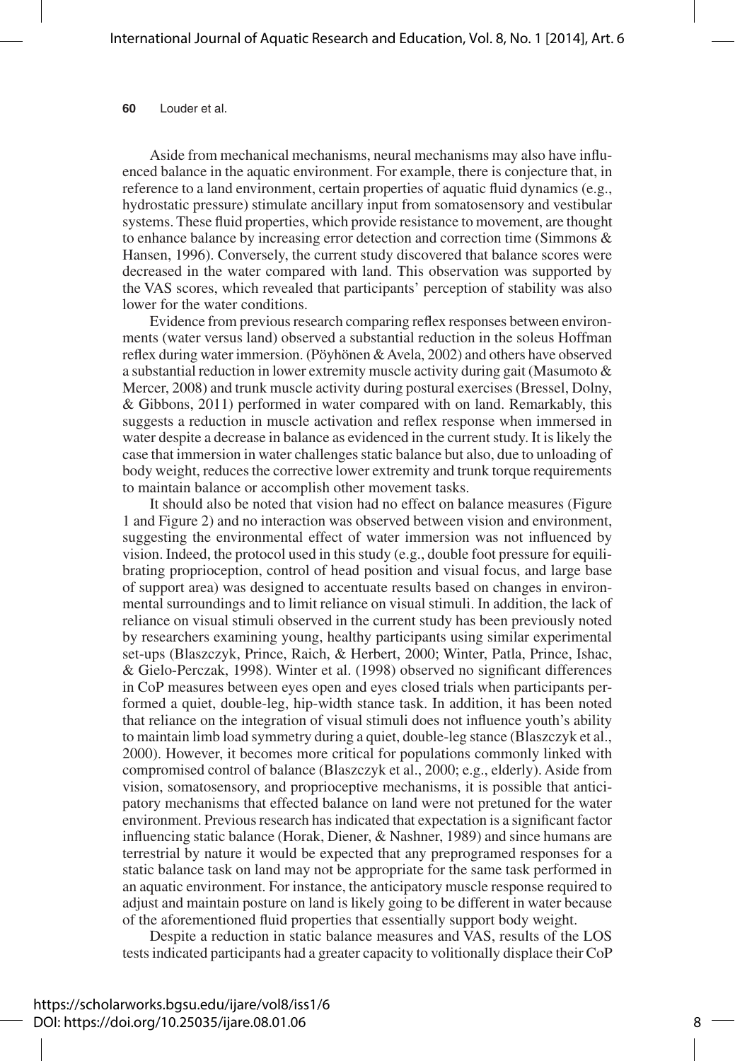Aside from mechanical mechanisms, neural mechanisms may also have influenced balance in the aquatic environment. For example, there is conjecture that, in reference to a land environment, certain properties of aquatic fluid dynamics (e.g., hydrostatic pressure) stimulate ancillary input from somatosensory and vestibular systems. These fluid properties, which provide resistance to movement, are thought to enhance balance by increasing error detection and correction time (Simmons & Hansen, 1996). Conversely, the current study discovered that balance scores were decreased in the water compared with land. This observation was supported by the VAS scores, which revealed that participants' perception of stability was also lower for the water conditions.

Evidence from previous research comparing reflex responses between environments (water versus land) observed a substantial reduction in the soleus Hoffman reflex during water immersion. (Pöyhönen & Avela, 2002) and others have observed a substantial reduction in lower extremity muscle activity during gait (Masumoto & Mercer, 2008) and trunk muscle activity during postural exercises (Bressel, Dolny, & Gibbons, 2011) performed in water compared with on land. Remarkably, this suggests a reduction in muscle activation and reflex response when immersed in water despite a decrease in balance as evidenced in the current study. It is likely the case that immersion in water challenges static balance but also, due to unloading of body weight, reduces the corrective lower extremity and trunk torque requirements to maintain balance or accomplish other movement tasks.

It should also be noted that vision had no effect on balance measures (Figure 1 and Figure 2) and no interaction was observed between vision and environment, suggesting the environmental effect of water immersion was not influenced by vision. Indeed, the protocol used in this study (e.g., double foot pressure for equilibrating proprioception, control of head position and visual focus, and large base of support area) was designed to accentuate results based on changes in environmental surroundings and to limit reliance on visual stimuli. In addition, the lack of reliance on visual stimuli observed in the current study has been previously noted by researchers examining young, healthy participants using similar experimental set-ups (Blaszczyk, Prince, Raich, & Herbert, 2000; Winter, Patla, Prince, Ishac, & Gielo-Perczak, 1998). Winter et al. (1998) observed no significant differences in CoP measures between eyes open and eyes closed trials when participants performed a quiet, double-leg, hip-width stance task. In addition, it has been noted that reliance on the integration of visual stimuli does not influence youth's ability to maintain limb load symmetry during a quiet, double-leg stance (Blaszczyk et al., 2000). However, it becomes more critical for populations commonly linked with compromised control of balance (Blaszczyk et al., 2000; e.g., elderly). Aside from vision, somatosensory, and proprioceptive mechanisms, it is possible that anticipatory mechanisms that effected balance on land were not pretuned for the water environment. Previous research has indicated that expectation is a significant factor influencing static balance (Horak, Diener, & Nashner, 1989) and since humans are terrestrial by nature it would be expected that any preprogramed responses for a static balance task on land may not be appropriate for the same task performed in an aquatic environment. For instance, the anticipatory muscle response required to adjust and maintain posture on land is likely going to be different in water because of the aforementioned fluid properties that essentially support body weight.

Despite a reduction in static balance measures and VAS, results of the LOS tests indicated participants had a greater capacity to volitionally displace their CoP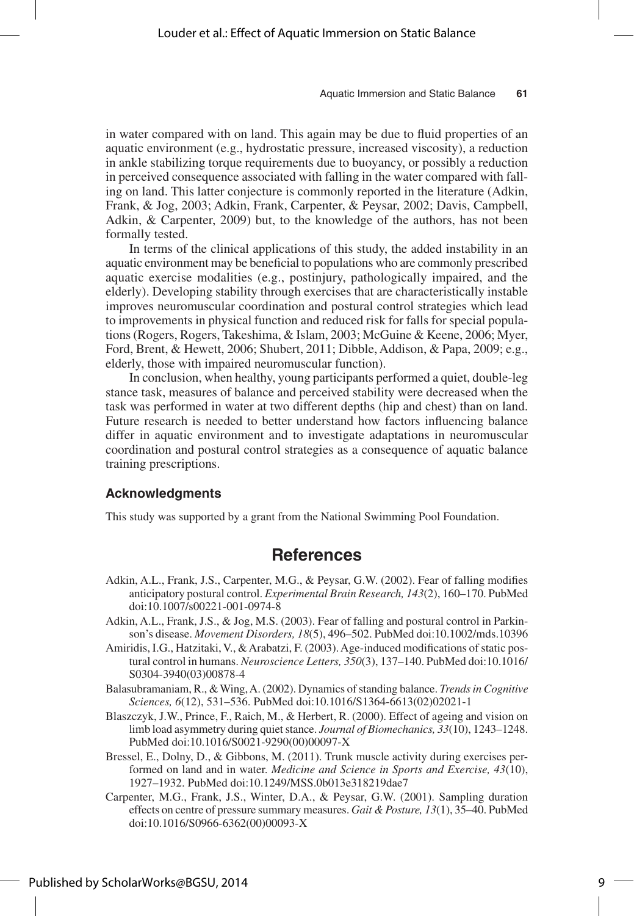in water compared with on land. This again may be due to fluid properties of an aquatic environment (e.g., hydrostatic pressure, increased viscosity), a reduction in ankle stabilizing torque requirements due to buoyancy, or possibly a reduction in perceived consequence associated with falling in the water compared with falling on land. This latter conjecture is commonly reported in the literature (Adkin, Frank, & Jog, 2003; Adkin, Frank, Carpenter, & Peysar, 2002; Davis, Campbell, Adkin, & Carpenter, 2009) but, to the knowledge of the authors, has not been formally tested.

In terms of the clinical applications of this study, the added instability in an aquatic environment may be beneficial to populations who are commonly prescribed aquatic exercise modalities (e.g., postinjury, pathologically impaired, and the elderly). Developing stability through exercises that are characteristically instable improves neuromuscular coordination and postural control strategies which lead to improvements in physical function and reduced risk for falls for special populations (Rogers, Rogers, Takeshima, & Islam, 2003; McGuine & Keene, 2006; Myer, Ford, Brent, & Hewett, 2006; Shubert, 2011; Dibble, Addison, & Papa, 2009; e.g., elderly, those with impaired neuromuscular function).

In conclusion, when healthy, young participants performed a quiet, double-leg stance task, measures of balance and perceived stability were decreased when the task was performed in water at two different depths (hip and chest) than on land. Future research is needed to better understand how factors influencing balance differ in aquatic environment and to investigate adaptations in neuromuscular coordination and postural control strategies as a consequence of aquatic balance training prescriptions.

### Acknowledgments

This study was supported by a grant from the National Swimming Pool Foundation.

## References

Adkin, A.L., Frank, J.S., Carpenter, M.G., & Peysar, G.W. (2002). Fear of falling modifies anticipatory postural control. *Experimental Brain Research, 143*(2), 160–170. PubMed doi:10.1007/s00221-001-0974-8

Adkin, A.L., Frank, J.S., & Jog, M.S. (2003). Fear of falling and postural control in Parkinson's disease. *Movement Disorders, 18*(5), 496–502. PubMed doi:10.1002/mds.10396

Amiridis, I.G., Hatzitaki, V., & Arabatzi, F. (2003). Age-induced modifications of static postural control in humans. *Neuroscience Letters, 350*(3), 137–140. PubMed doi:10.1016/S0304-3940(03)00878-4

Balasubramaniam, R., & Wing, A. (2002). Dynamics of standing balance. *Trends in Cognitive Sciences, 6*(12), 531–536. PubMed doi:10.1016/S1364-6613(02)02021-1

Blaszczyk, J.W., Prince, F., Raich, M., & Herbert, R. (2000). Effect of ageing and vision on limb load asymmetry during quiet stance. *Journal of Biomechanics, 33*(10), 1243–1248. PubMed doi:10.1016/S0021-9290(00)00097-X

Bressel, E., Dolny, D., & Gibbons, M. (2011). Trunk muscle activity during exercises performed on land and in water. *Medicine and Science in Sports and Exercise, 43*(10), 1927–1932. PubMed doi:10.1249/MSS.0b013e318219dae7

Carpenter, M.G., Frank, J.S., Winter, D.A., & Peysar, G.W. (2001). Sampling duration effects on centre of pressure summary measures. *Gait & Posture, 13*(1), 35–40. PubMed doi:10.1016/S0966-6362(00)00093-X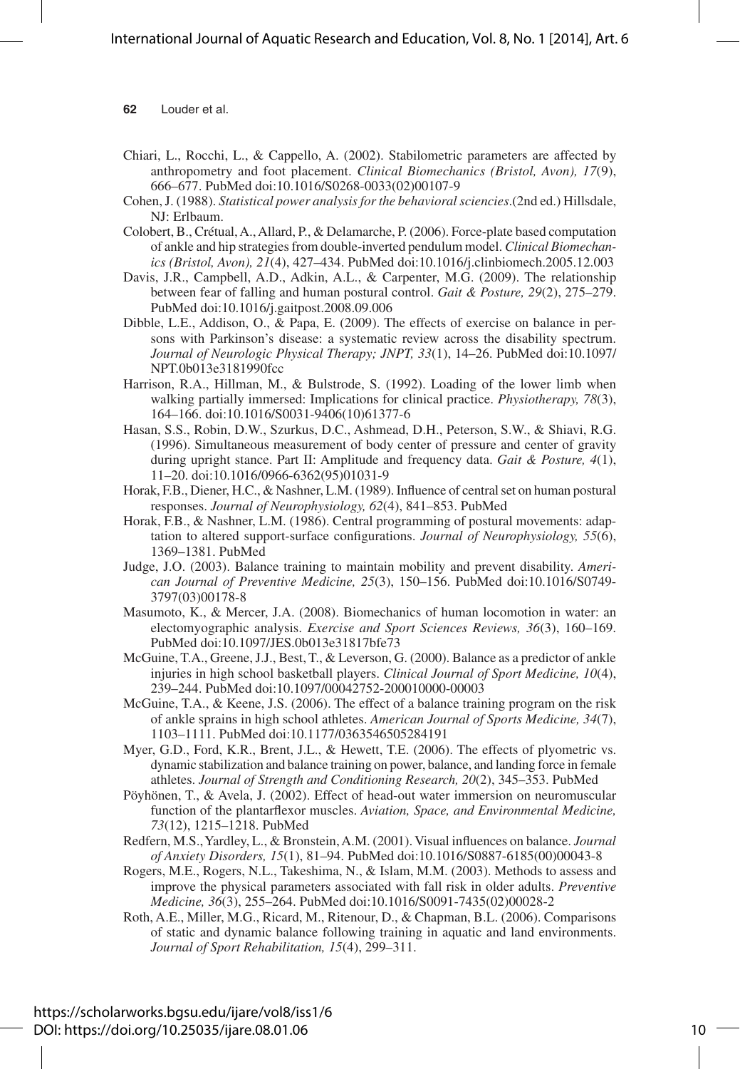Chiari, L., Rocchi, L., & Cappello, A. (2002). Stabilometric parameters are affected by anthropometry and foot placement. *Clinical Biomechanics (Bristol, Avon), 17*(9), 666–677. PubMed doi:10.1016/S0268-0033(02)00107-9

Cohen, J. (1988). *Statistical power analysis for the behavioral sciencies*.(2nd ed.) Hillsdale, NJ: Erlbaum.

Colobert, B., Crétual, A., Allard, P., & Delamarche, P. (2006). Force-plate based computation of ankle and hip strategies from double-inverted pendulum model. *Clinical Biomechanics (Bristol, Avon), 21*(4), 427–434. PubMed doi:10.1016/j.clinbiomech.2005.12.003

Davis, J.R., Campbell, A.D., Adkin, A.L., & Carpenter, M.G. (2009). The relationship between fear of falling and human postural control. *Gait & Posture, 29*(2), 275–279. PubMed doi:10.1016/j.gaitpost.2008.09.006

Dibble, L.E., Addison, O., & Papa, E. (2009). The effects of exercise on balance in persons with Parkinson's disease: a systematic review across the disability spectrum. *Journal of Neurologic Physical Therapy; JNPT, 33*(1), 14–26. PubMed doi:10.1097/NPT.0b013e3181990fcc

Harrison, R.A., Hillman, M., & Bulstrode, S. (1992). Loading of the lower limb when walking partially immersed: Implications for clinical practice. *Physiotherapy, 78*(3), 164–166. doi:10.1016/S0031-9406(10)61377-6

Hasan, S.S., Robin, D.W., Szurkus, D.C., Ashmead, D.H., Peterson, S.W., & Shiavi, R.G. (1996). Simultaneous measurement of body center of pressure and center of gravity during upright stance. Part II: Amplitude and frequency data. *Gait & Posture, 4*(1), 11–20. doi:10.1016/0966-6362(95)01031-9

Horak, F.B., Diener, H.C., & Nashner, L.M. (1989). Influence of central set on human postural responses. *Journal of Neurophysiology, 62*(4), 841–853. PubMed

Horak, F.B., & Nashner, L.M. (1986). Central programming of postural movements: adaptation to altered support-surface configurations. *Journal of Neurophysiology, 55*(6), 1369–1381. PubMed

Judge, J.O. (2003). Balance training to maintain mobility and prevent disability. *American Journal of Preventive Medicine, 25*(3), 150–156. PubMed doi:10.1016/S0749-3797(03)00178-8

Masumoto, K., & Mercer, J.A. (2008). Biomechanics of human locomotion in water: an electomyographic analysis. *Exercise and Sport Sciences Reviews, 36*(3), 160–169. PubMed doi:10.1097/JES.0b013e31817bfe73

McGuine, T.A., Greene, J.J., Best, T., & Leverson, G. (2000). Balance as a predictor of ankle injuries in high school basketball players. *Clinical Journal of Sport Medicine, 10*(4), 239–244. PubMed doi:10.1097/00042752-200010000-00003

McGuine, T.A., & Keene, J.S. (2006). The effect of a balance training program on the risk of ankle sprains in high school athletes. *American Journal of Sports Medicine, 34*(7), 1103–1111. PubMed doi:10.1177/0363546505284191

Myer, G.D., Ford, K.R., Brent, J.L., & Hewett, T.E. (2006). The effects of plyometric vs. dynamic stabilization and balance training on power, balance, and landing force in female athletes. *Journal of Strength and Conditioning Research, 20*(2), 345–353. PubMed

Pöyhönen, T., & Avela, J. (2002). Effect of head-out water immersion on neuromuscular function of the plantarflexor muscles. *Aviation, Space, and Environmental Medicine, 73*(12), 1215–1218. PubMed

Redfern, M.S., Yardley, L., & Bronstein, A.M. (2001). Visual influences on balance. *Journal of Anxiety Disorders, 15*(1), 81–94. PubMed doi:10.1016/S0887-6185(00)00043-8

Rogers, M.E., Rogers, N.L., Takeshima, N., & Islam, M.M. (2003). Methods to assess and improve the physical parameters associated with fall risk in older adults. *Preventive Medicine, 36*(3), 255–264. PubMed doi:10.1016/S0091-7435(02)00028-2

Roth, A.E., Miller, M.G., Ricard, M., Ritenour, D., & Chapman, B.L. (2006). Comparisons of static and dynamic balance following training in aquatic and land environments. *Journal of Sport Rehabilitation, 15*(4), 299–311.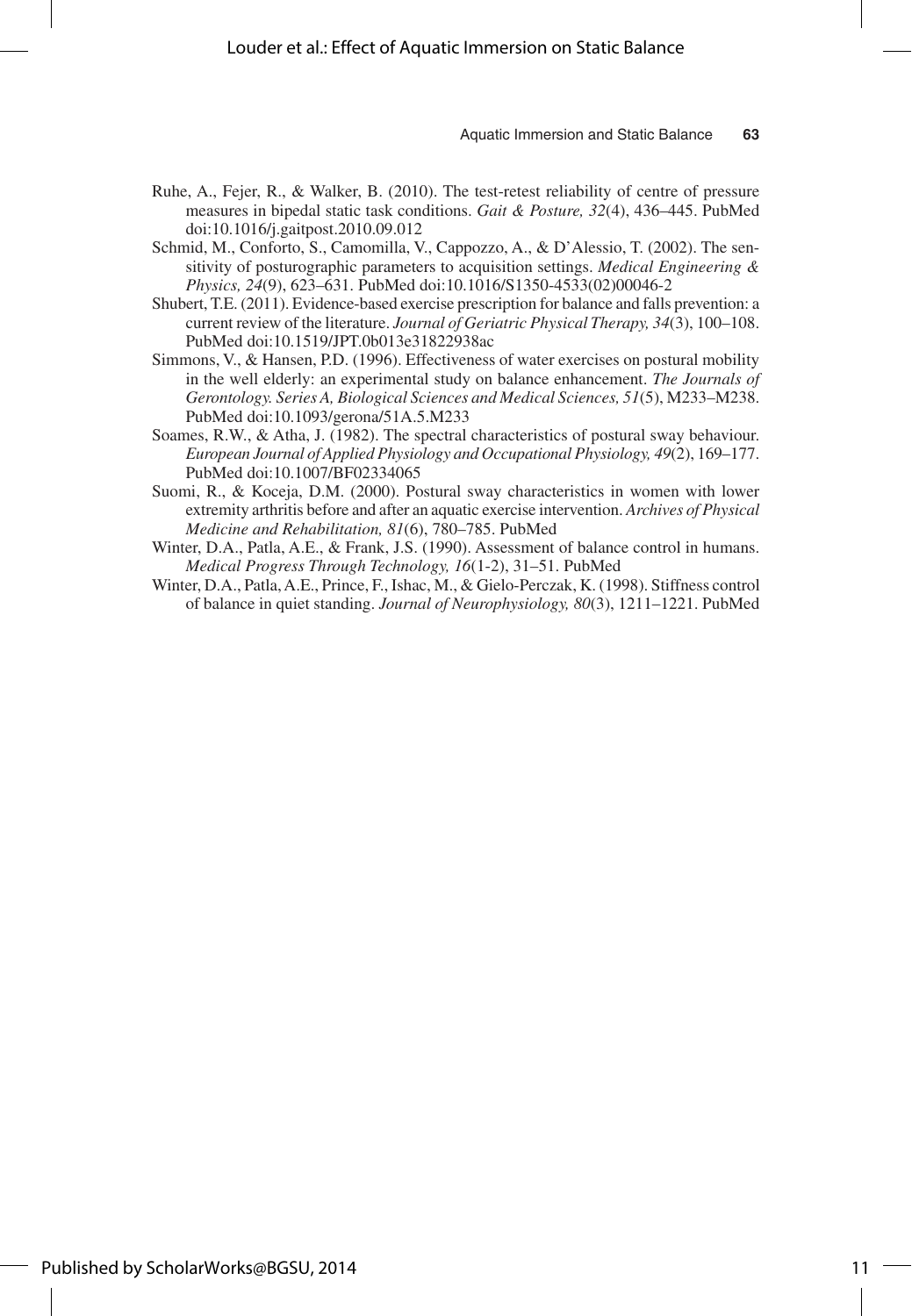Ruhe, A., Fejer, R., & Walker, B. (2010). The test-retest reliability of centre of pressure measures in bipedal static task conditions. *Gait & Posture, 32*(4), 436–445. PubMed doi:10.1016/j.gaitpost.2010.09.012

Schmid, M., Conforto, S., Camomilla, V., Cappozzo, A., & D'Alessio, T. (2002). The sensitivity of posturographic parameters to acquisition settings. *Medical Engineering & Physics, 24*(9), 623–631. PubMed doi:10.1016/S1350-4533(02)00046-2

Shubert, T.E. (2011). Evidence-based exercise prescription for balance and falls prevention: a current review of the literature. *Journal of Geriatric Physical Therapy, 34*(3), 100–108. PubMed doi:10.1519/JPT.0b013e31822938ac

Simmons, V., & Hansen, P.D. (1996). Effectiveness of water exercises on postural mobility in the well elderly: an experimental study on balance enhancement. *The Journals of Gerontology. Series A, Biological Sciences and Medical Sciences, 51*(5), M233–M238. PubMed doi:10.1093/gerona/51A.5.M233

Soames, R.W., & Atha, J. (1982). The spectral characteristics of postural sway behaviour. *European Journal of Applied Physiology and Occupational Physiology, 49*(2), 169–177. PubMed doi:10.1007/BF02334065

Suomi, R., & Koceja, D.M. (2000). Postural sway characteristics in women with lower extremity arthritis before and after an aquatic exercise intervention. *Archives of Physical Medicine and Rehabilitation, 81*(6), 780–785. PubMed

Winter, D.A., Patla, A.E., & Frank, J.S. (1990). Assessment of balance control in humans. *Medical Progress Through Technology, 16*(1-2), 31–51. PubMed

Winter, D.A., Patla, A.E., Prince, F., Ishac, M., & Gielo-Perczak, K. (1998). Stiffness control of balance in quiet standing. *Journal of Neurophysiology, 80*(3), 1211–1221. PubMed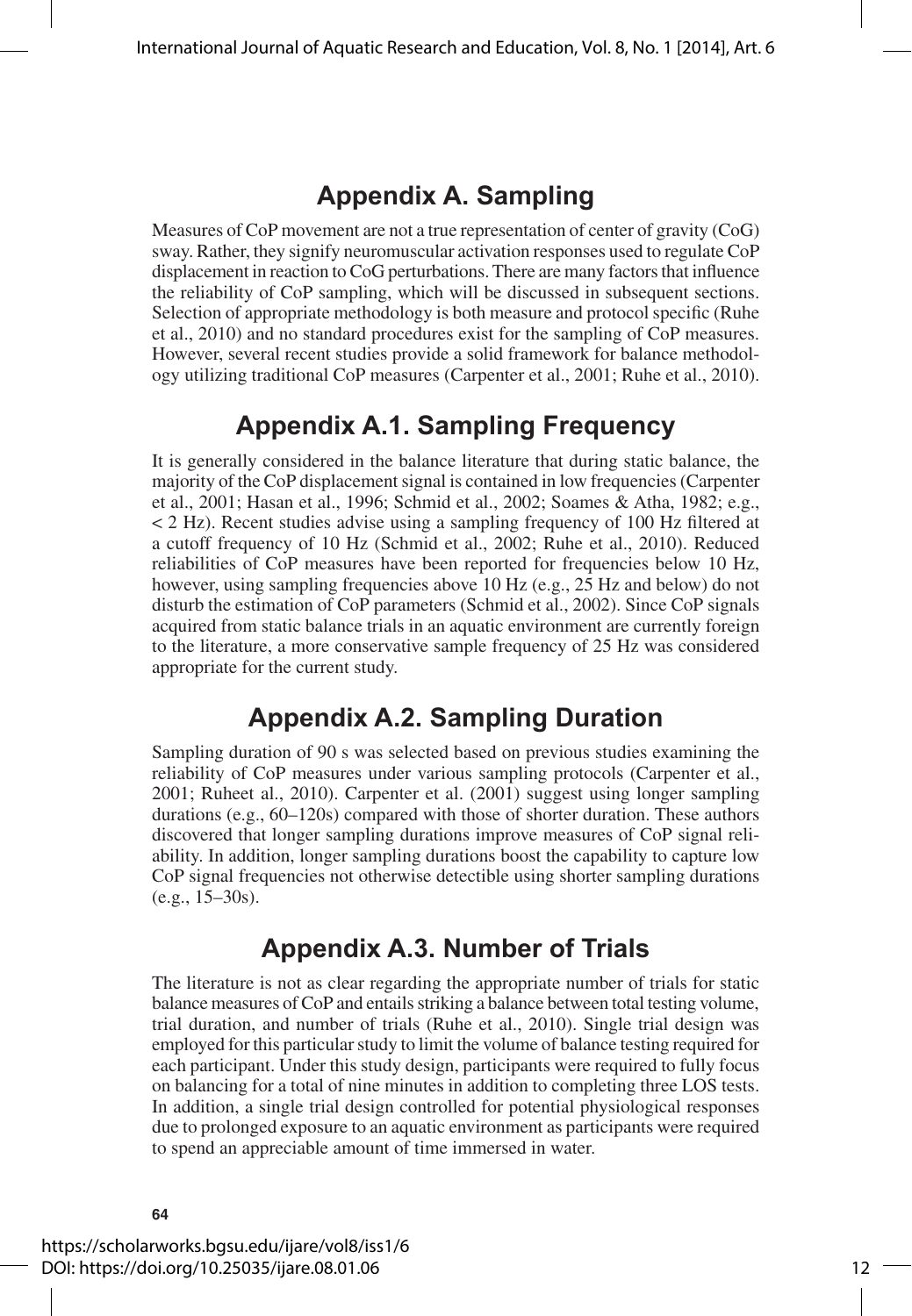# Appendix A. Sampling

Measures of CoP movement are not a true representation of center of gravity (CoG) sway. Rather, they signify neuromuscular activation responses used to regulate CoP displacement in reaction to CoG perturbations. There are many factors that influence the reliability of CoP sampling, which will be discussed in subsequent sections. Selection of appropriate methodology is both measure and protocol specific (Ruhe et al., 2010) and no standard procedures exist for the sampling of CoP measures. However, several recent studies provide a solid framework for balance methodology utilizing traditional CoP measures (Carpenter et al., 2001; Ruhe et al., 2010).

# Appendix A.1. Sampling Frequency

It is generally considered in the balance literature that during static balance, the majority of the CoP displacement signal is contained in low frequencies (Carpenter et al., 2001; Hasan et al., 1996; Schmid et al., 2002; Soames & Atha, 1982; e.g., < 2 Hz). Recent studies advise using a sampling frequency of 100 Hz filtered at a cutoff frequency of 10 Hz (Schmid et al., 2002; Ruhe et al., 2010). Reduced reliabilities of CoP measures have been reported for frequencies below 10 Hz, however, using sampling frequencies above 10 Hz (e.g., 25 Hz and below) do not disturb the estimation of CoP parameters (Schmid et al., 2002). Since CoP signals acquired from static balance trials in an aquatic environment are currently foreign to the literature, a more conservative sample frequency of 25 Hz was considered appropriate for the current study.

# Appendix A.2. Sampling Duration

Sampling duration of 90 s was selected based on previous studies examining the reliability of CoP measures under various sampling protocols (Carpenter et al., 2001; Ruheet al., 2010). Carpenter et al. (2001) suggest using longer sampling durations (e.g., 60–120s) compared with those of shorter duration. These authors discovered that longer sampling durations improve measures of CoP signal reliability. In addition, longer sampling durations boost the capability to capture low CoP signal frequencies not otherwise detectible using shorter sampling durations (e.g., 15–30s).

# Appendix A.3. Number of Trials

The literature is not as clear regarding the appropriate number of trials for static balance measures of CoP and entails striking a balance between total testing volume, trial duration, and number of trials (Ruhe et al., 2010). Single trial design was employed for this particular study to limit the volume of balance testing required for each participant. Under this study design, participants were required to fully focus on balancing for a total of nine minutes in addition to completing three LOS tests. In addition, a single trial design controlled for potential physiological responses due to prolonged exposure to an aquatic environment as participants were required to spend an appreciable amount of time immersed in water.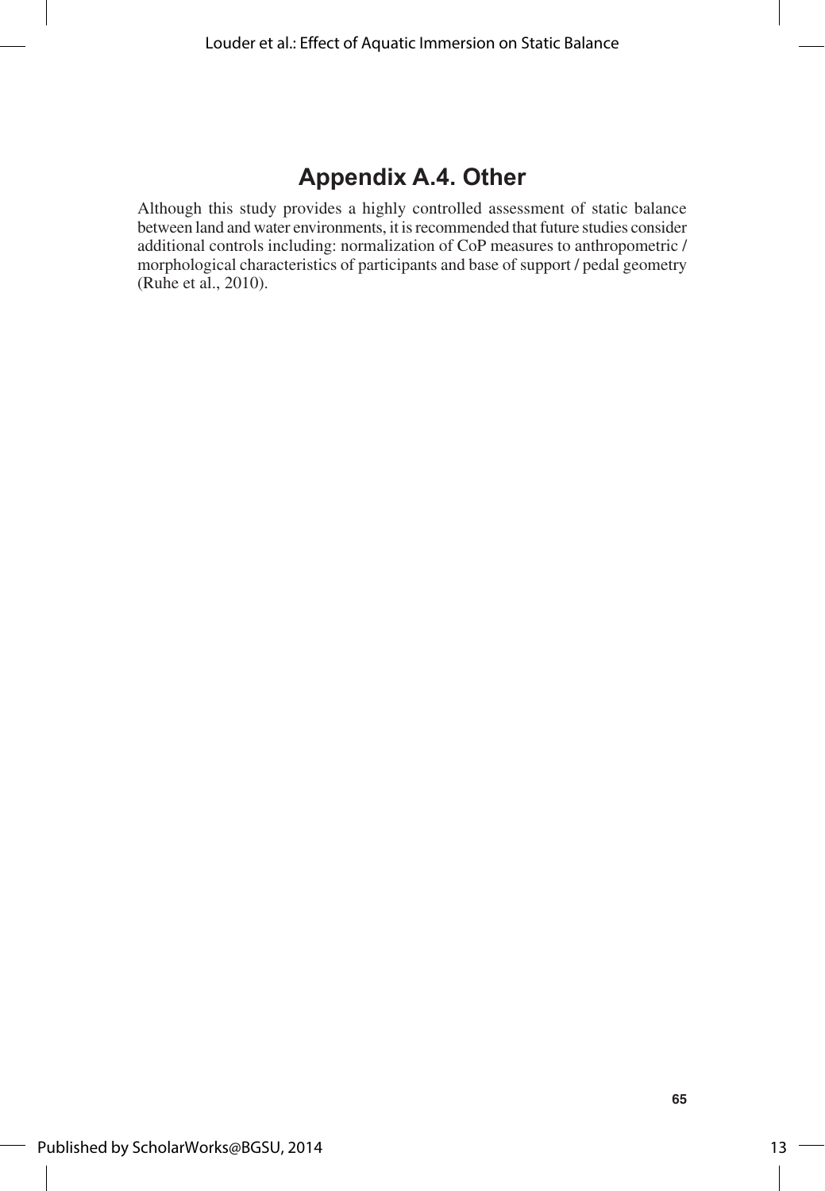## Appendix A.4. Other

Although this study provides a highly controlled assessment of static balance between land and water environments, it is recommended that future studies consider additional controls including: normalization of CoP measures to anthropometric / morphological characteristics of participants and base of support / pedal geometry (Ruhe et al., 2010).